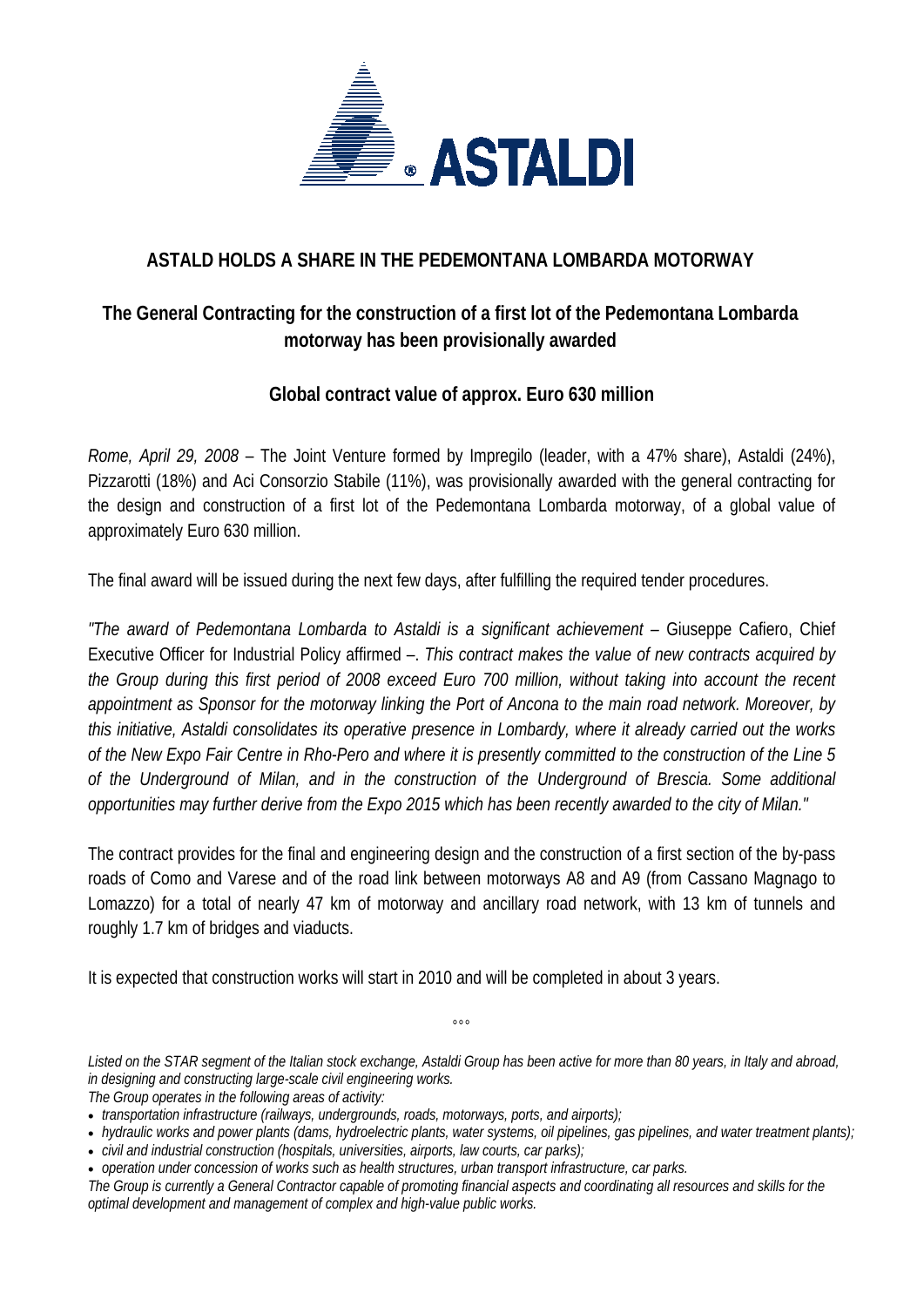# ASTALD HOLDS A SHARE IN THE PEDEMONTANA LOMBARDA MOTORWAY

## The General Contracting for the construction of a first lot of the Pedemontana Lombarda motorway has been provisionally awarded

### Global contract value of approx. Euro 630 million

*Rome, April 29, 2008* – The Joint Venture formed by Impregilo (leader, with a 47% share), Astaldi (24%), Pizzarotti (18%) and Aci Consorzio Stabile (11%), was provisionally awarded with the general contracting for the design and construction of a first lot of the Pedemontana Lombarda motorway, of a global value of approximately Euro 630 million.

The final award will be issued during the next few days, after fulfilling the required tender procedures.

*"The award of Pedemontana Lombarda to Astaldi is a significant achievement* – Giuseppe Cafiero, Chief Executive Officer for Industrial Policy affirmed –. *This contract makes the value of new contracts acquired by the Group during this first period of 2008 exceed Euro 700 million, without taking into account the recent appointment as Sponsor for the motorway linking the Port of Ancona to the main road network. Moreover, by this initiative, Astaldi consolidates its operative presence in Lombardy, where it already carried out the works of the New Expo Fair Centre in Rho-Pero and where it is presently committed to the construction of the Line 5 of the Underground of Milan, and in the construction of the Underground of Brescia. Some additional opportunities may further derive from the Expo 2015 which has been recently awarded to the city of Milan."*

The contract provides for the final and engineering design and the construction of a first section of the by-pass roads of Como and Varese and of the road link between motorways A8 and A9 (from Cassano Magnago to Lomazzo) for a total of nearly 47 km of motorway and ancillary road network, with 13 km of tunnels and roughly 1.7 km of bridges and viaducts.

It is expected that construction works will start in 2010 and will be completed in about 3 years.

°°°

*Listed on the STAR segment of the Italian stock exchange, Astaldi Group has been active for more than 80 years, in Italy and abroad, in designing and constructing large-scale civil engineering works.*

*The Group operates in the following areas of activity:*

- *transportation infrastructure (railways, undergrounds, roads, motorways, ports, and airports);*
- *hydraulic works and power plants (dams, hydroelectric plants, water systems, oil pipelines, gas pipelines, and water treatment plants);*
- *civil and industrial construction (hospitals, universities, airports, law courts, car parks);*
- *operation under concession of works such as health structures, urban transport infrastructure, car parks.*

*The Group is currently a General Contractor capable of promoting financial aspects and coordinating all resources and skills for the optimal development and management of complex and high-value public works.*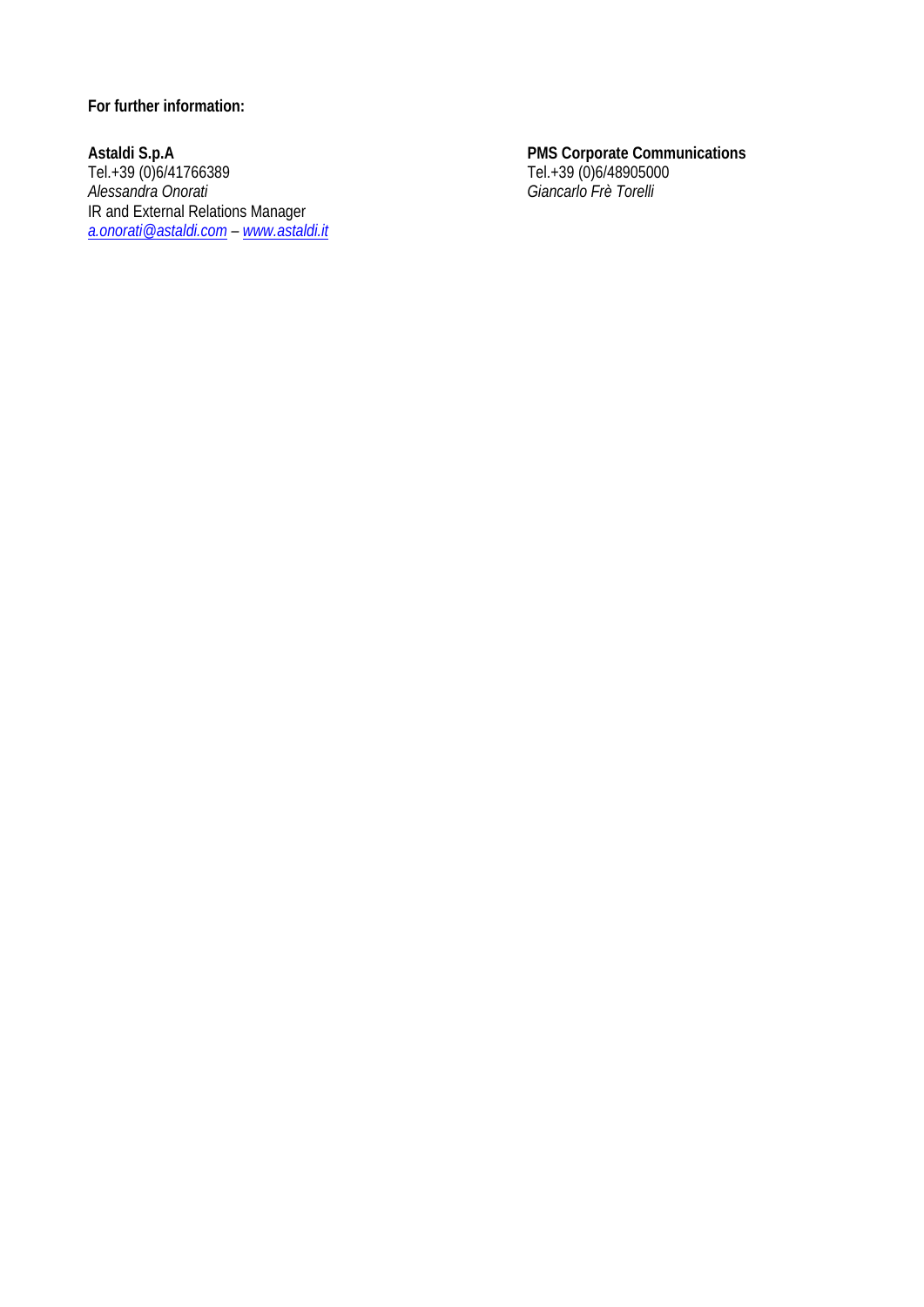**For further information:**

**Astaldi S.p.A**
Tel.+39 (0)6/41766389
*Alessandra Onorati*
IR and External Relations Manager
*a.onorati@astaldi.com* – *www.astaldi.it*

**PMS Corporate Communications**
Tel.+39 (0)6/48905000
*Giancarlo Frè Torelli*